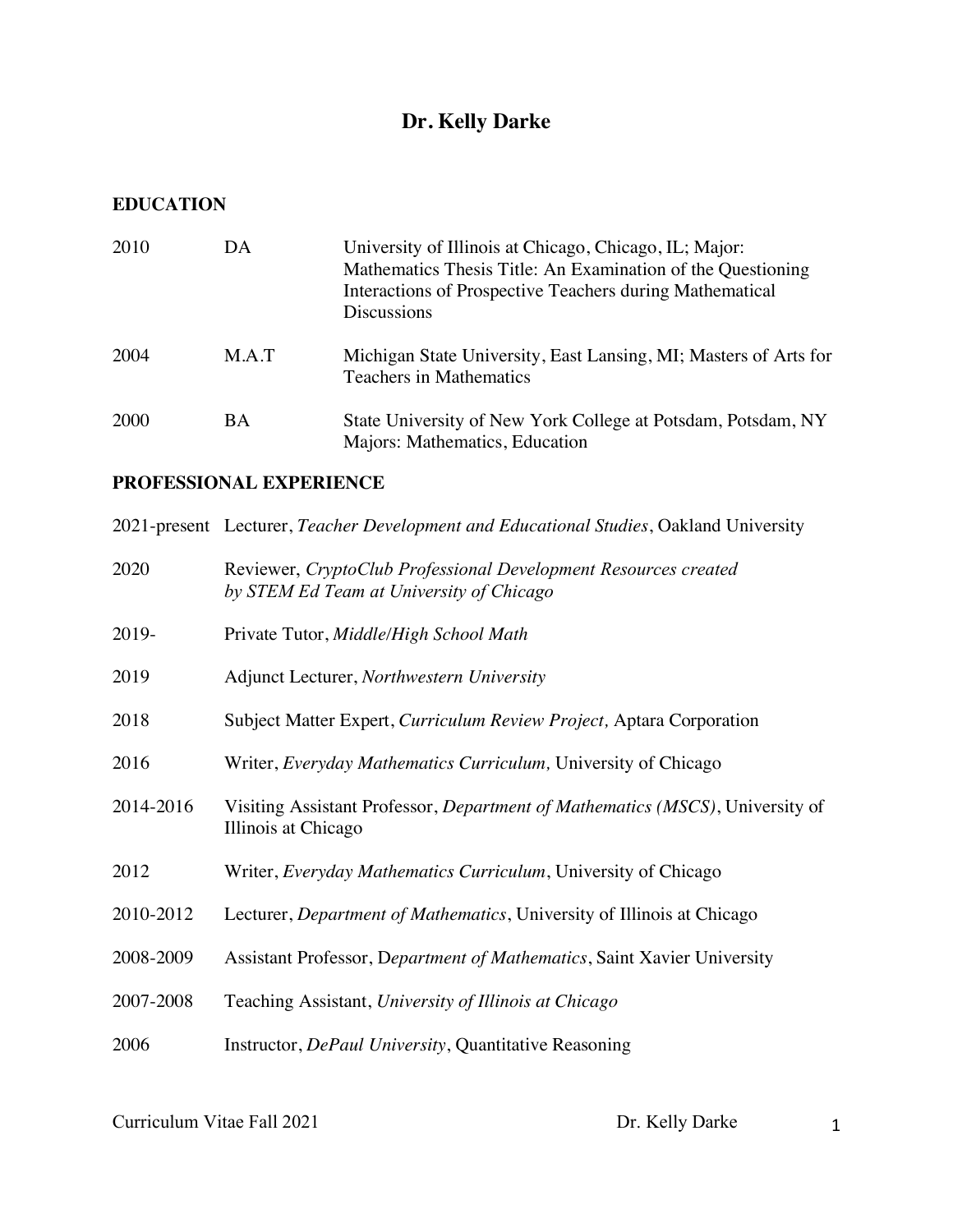# Dr. Kelly Darke

## EDUCATION

| | | |
|---|---|---|
| 2010 | DA | University of Illinois at Chicago, Chicago, IL; Major: Mathematics Thesis Title: An Examination of the Questioning Interactions of Prospective Teachers during Mathematical Discussions |
| 2004 | M.A.T | Michigan State University, East Lansing, MI; Masters of Arts for Teachers in Mathematics |
| 2000 | BA | State University of New York College at Potsdam, Potsdam, NY Majors: Mathematics, Education |

## PROFESSIONAL EXPERIENCE

| | |
|---|---|
| 2021-present | Lecturer, *Teacher Development and Educational Studies*, Oakland University |
| 2020 | Reviewer, *CryptoClub Professional Development Resources created by STEM Ed Team at University of Chicago* |
| 2019- | Private Tutor, *Middle/High School Math* |
| 2019 | Adjunct Lecturer, *Northwestern University* |
| 2018 | Subject Matter Expert, *Curriculum Review Project,* Aptara Corporation |
| 2016 | Writer, *Everyday Mathematics Curriculum,* University of Chicago |
| 2014-2016 | Visiting Assistant Professor, *Department of Mathematics (MSCS)*, University of Illinois at Chicago |
| 2012 | Writer, *Everyday Mathematics Curriculum*, University of Chicago |
| 2010-2012 | Lecturer, *Department of Mathematics*, University of Illinois at Chicago |
| 2008-2009 | Assistant Professor, D*epartment of Mathematics*, Saint Xavier University |
| 2007-2008 | Teaching Assistant, *University of Illinois at Chicago* |
| 2006 | Instructor, *DePaul University*, Quantitative Reasoning |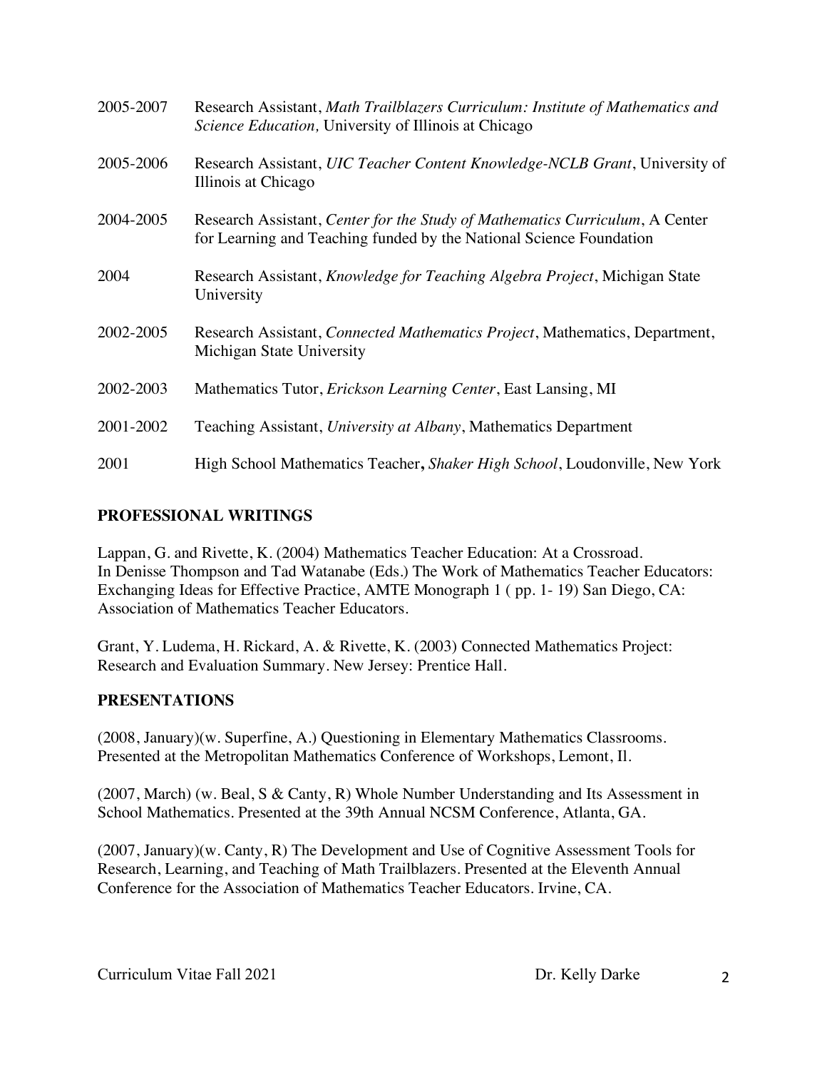2005-2007 Research Assistant, *Math Trailblazers Curriculum: Institute of Mathematics and Science Education,* University of Illinois at Chicago

2005-2006 Research Assistant, *UIC Teacher Content Knowledge-NCLB Grant*, University of Illinois at Chicago

2004-2005 Research Assistant, *Center for the Study of Mathematics Curriculum*, A Center for Learning and Teaching funded by the National Science Foundation

2004 Research Assistant, *Knowledge for Teaching Algebra Project*, Michigan State University

2002-2005 Research Assistant, *Connected Mathematics Project*, Mathematics, Department, Michigan State University

2002-2003 Mathematics Tutor, *Erickson Learning Center*, East Lansing, MI

2001-2002 Teaching Assistant, *University at Albany*, Mathematics Department

2001 High School Mathematics Teacher**,** *Shaker High School*, Loudonville, New York

## PROFESSIONAL WRITINGS

Lappan, G. and Rivette, K. (2004) Mathematics Teacher Education: At a Crossroad. In Denisse Thompson and Tad Watanabe (Eds.) The Work of Mathematics Teacher Educators: Exchanging Ideas for Effective Practice, AMTE Monograph 1 ( pp. 1- 19) San Diego, CA: Association of Mathematics Teacher Educators.

Grant, Y. Ludema, H. Rickard, A. & Rivette, K. (2003) Connected Mathematics Project: Research and Evaluation Summary. New Jersey: Prentice Hall.

## PRESENTATIONS

(2008, January)(w. Superfine, A.) Questioning in Elementary Mathematics Classrooms. Presented at the Metropolitan Mathematics Conference of Workshops, Lemont, Il.

(2007, March) (w. Beal, S & Canty, R) Whole Number Understanding and Its Assessment in School Mathematics. Presented at the 39th Annual NCSM Conference, Atlanta, GA.

(2007, January)(w. Canty, R) The Development and Use of Cognitive Assessment Tools for Research, Learning, and Teaching of Math Trailblazers. Presented at the Eleventh Annual Conference for the Association of Mathematics Teacher Educators. Irvine, CA.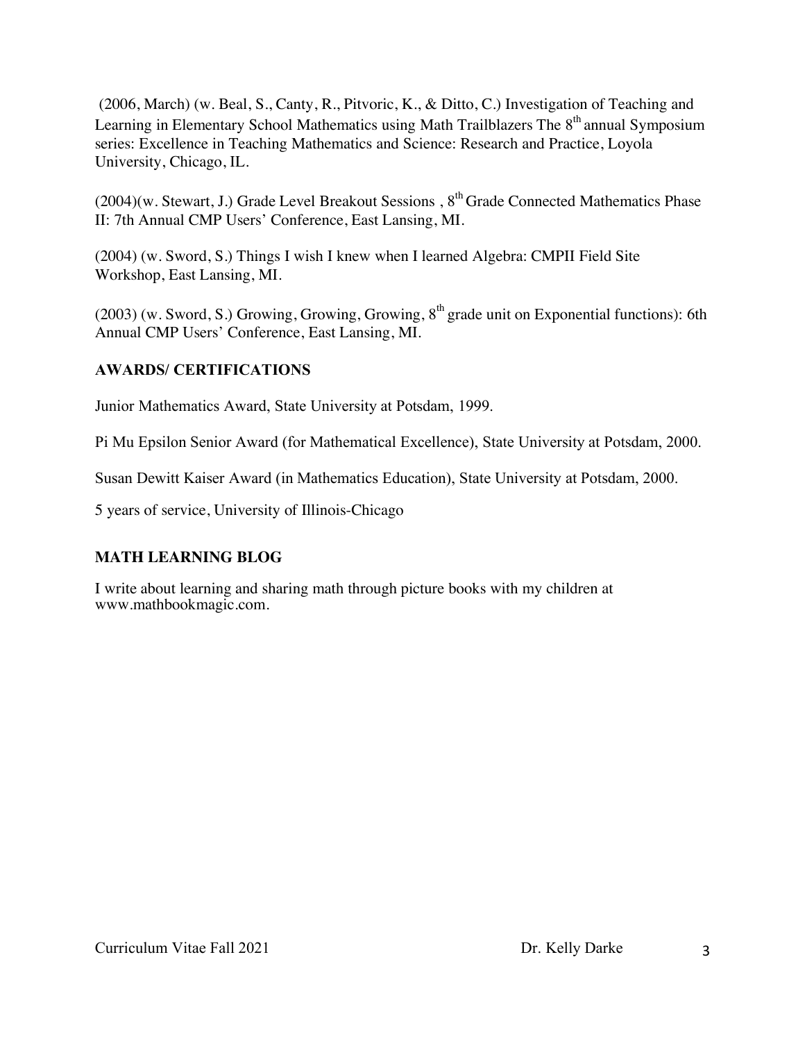(2006, March) (w. Beal, S., Canty, R., Pitvoric, K., & Ditto, C.) Investigation of Teaching and Learning in Elementary School Mathematics using Math Trailblazers The 8th annual Symposium series: Excellence in Teaching Mathematics and Science: Research and Practice, Loyola University, Chicago, IL.

(2004)(w. Stewart, J.) Grade Level Breakout Sessions , 8th Grade Connected Mathematics Phase II: 7th Annual CMP Users' Conference, East Lansing, MI.

(2004) (w. Sword, S.) Things I wish I knew when I learned Algebra: CMPII Field Site Workshop, East Lansing, MI.

(2003) (w. Sword, S.) Growing, Growing, Growing, 8th grade unit on Exponential functions): 6th Annual CMP Users' Conference, East Lansing, MI.

## AWARDS/ CERTIFICATIONS

Junior Mathematics Award, State University at Potsdam, 1999.

Pi Mu Epsilon Senior Award (for Mathematical Excellence), State University at Potsdam, 2000.

Susan Dewitt Kaiser Award (in Mathematics Education), State University at Potsdam, 2000.

5 years of service, University of Illinois-Chicago

## MATH LEARNING BLOG

I write about learning and sharing math through picture books with my children at www.mathbookmagic.com.